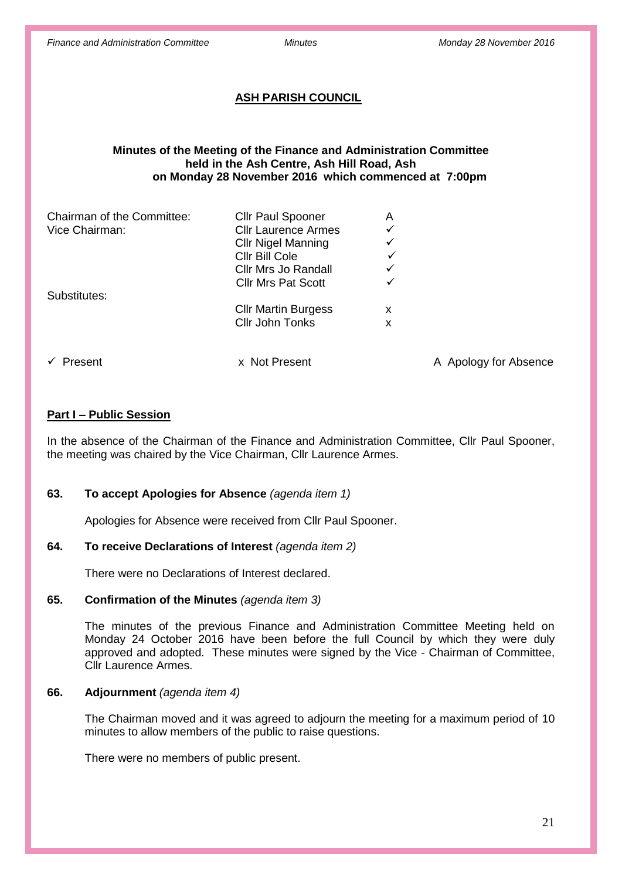## ASH PARISH COUNCIL

**Minutes of the Meeting of the Finance and Administration Committee held in the Ash Centre, Ash Hill Road, Ash on Monday 28 November 2016 which commenced at 7:00pm**

| | | |
|---|---|---|
| Chairman of the Committee: | Cllr Paul Spooner | A |
| Vice Chairman: | Cllr Laurence Armes | ✓ |
| | Cllr Nigel Manning | ✓ |
| | Cllr Bill Cole | ✓ |
| | Cllr Mrs Jo Randall | ✓ |
| | Cllr Mrs Pat Scott | ✓ |
| Substitutes: | | |
| | Cllr Martin Burgess | x |
| | Cllr John Tonks | x |

✓ Present x Not Present A Apology for Absence

**Part I – Public Session**

In the absence of the Chairman of the Finance and Administration Committee, Cllr Paul Spooner, the meeting was chaired by the Vice Chairman, Cllr Laurence Armes.

**63. To accept Apologies for Absence** *(agenda item 1)*

Apologies for Absence were received from Cllr Paul Spooner.

**64. To receive Declarations of Interest** *(agenda item 2)*

There were no Declarations of Interest declared.

**65. Confirmation of the Minutes** *(agenda item 3)*

The minutes of the previous Finance and Administration Committee Meeting held on Monday 24 October 2016 have been before the full Council by which they were duly approved and adopted. These minutes were signed by the Vice - Chairman of Committee, Cllr Laurence Armes.

**66. Adjournment** *(agenda item 4)*

The Chairman moved and it was agreed to adjourn the meeting for a maximum period of 10 minutes to allow members of the public to raise questions.

There were no members of public present.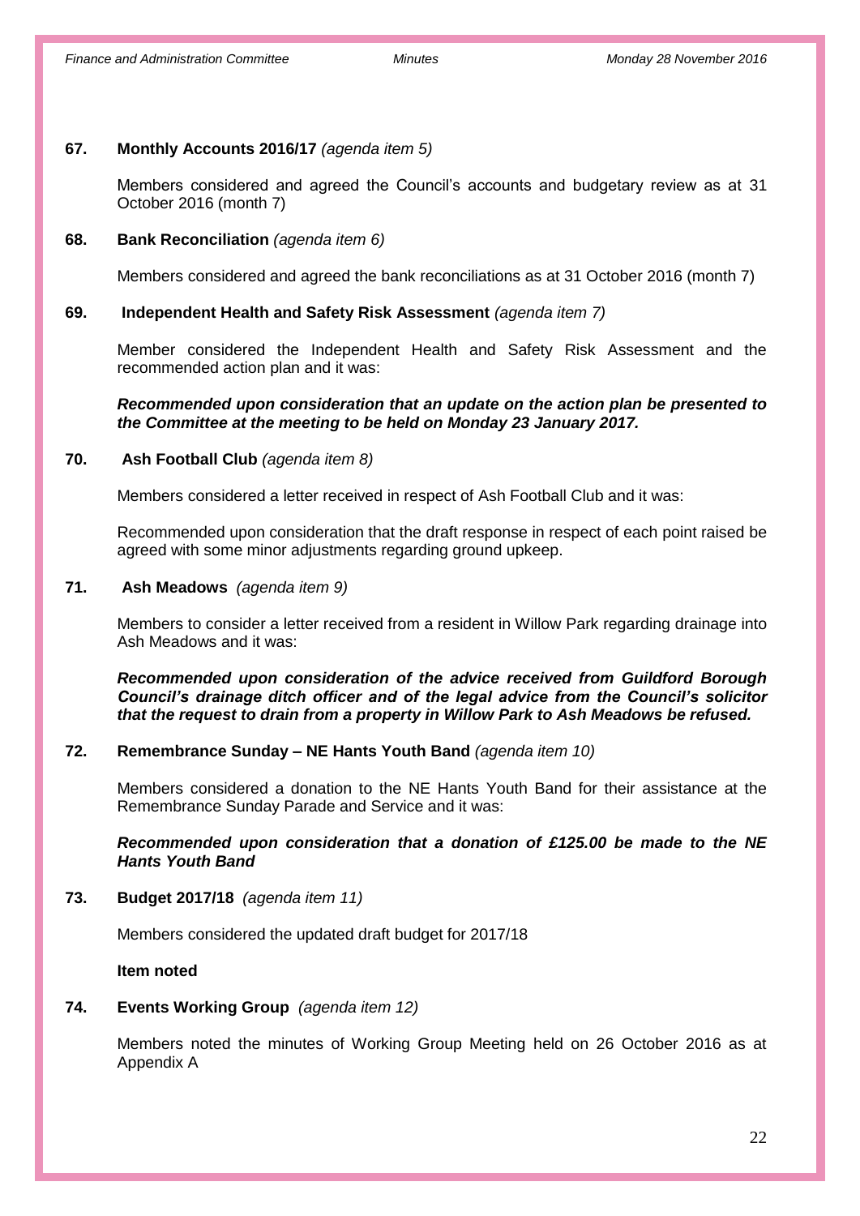### 67. **Monthly Accounts 2016/17** *(agenda item 5)*

Members considered and agreed the Council's accounts and budgetary review as at 31 October 2016 (month 7)

### 68. **Bank Reconciliation** *(agenda item 6)*

Members considered and agreed the bank reconciliations as at 31 October 2016 (month 7)

### 69. **Independent Health and Safety Risk Assessment** *(agenda item 7)*

Member considered the Independent Health and Safety Risk Assessment and the recommended action plan and it was:

***Recommended upon consideration that an update on the action plan be presented to the Committee at the meeting to be held on Monday 23 January 2017.***

### 70. **Ash Football Club** *(agenda item 8)*

Members considered a letter received in respect of Ash Football Club and it was:

Recommended upon consideration that the draft response in respect of each point raised be agreed with some minor adjustments regarding ground upkeep.

### 71. **Ash Meadows** *(agenda item 9)*

Members to consider a letter received from a resident in Willow Park regarding drainage into Ash Meadows and it was:

***Recommended upon consideration of the advice received from Guildford Borough Council's drainage ditch officer and of the legal advice from the Council's solicitor that the request to drain from a property in Willow Park to Ash Meadows be refused.***

### 72. **Remembrance Sunday – NE Hants Youth Band** *(agenda item 10)*

Members considered a donation to the NE Hants Youth Band for their assistance at the Remembrance Sunday Parade and Service and it was:

***Recommended upon consideration that a donation of £125.00 be made to the NE Hants Youth Band***

### 73. **Budget 2017/18** *(agenda item 11)*

Members considered the updated draft budget for 2017/18

**Item noted**

### 74. **Events Working Group** *(agenda item 12)*

Members noted the minutes of Working Group Meeting held on 26 October 2016 as at Appendix A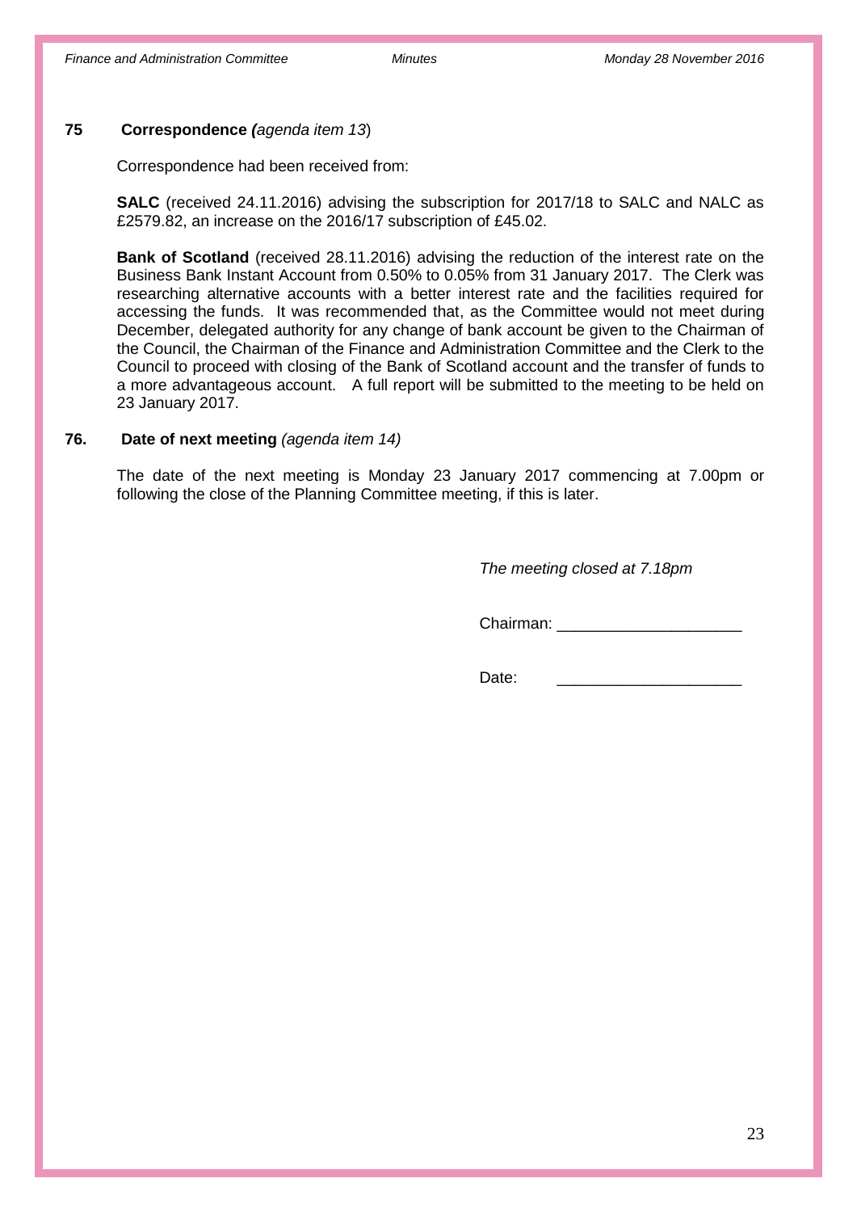### 75 **Correspondence *(agenda item 13*)**

Correspondence had been received from:

**SALC** (received 24.11.2016) advising the subscription for 2017/18 to SALC and NALC as £2579.82, an increase on the 2016/17 subscription of £45.02.

**Bank of Scotland** (received 28.11.2016) advising the reduction of the interest rate on the Business Bank Instant Account from 0.50% to 0.05% from 31 January 2017. The Clerk was researching alternative accounts with a better interest rate and the facilities required for accessing the funds. It was recommended that, as the Committee would not meet during December, delegated authority for any change of bank account be given to the Chairman of the Council, the Chairman of the Finance and Administration Committee and the Clerk to the Council to proceed with closing of the Bank of Scotland account and the transfer of funds to a more advantageous account. A full report will be submitted to the meeting to be held on 23 January 2017.

### 76. **Date of next meeting** *(agenda item 14)*

The date of the next meeting is Monday 23 January 2017 commencing at 7.00pm or following the close of the Planning Committee meeting, if this is later.

*The meeting closed at 7.18pm*

Chairman: ____________________

Date: ____________________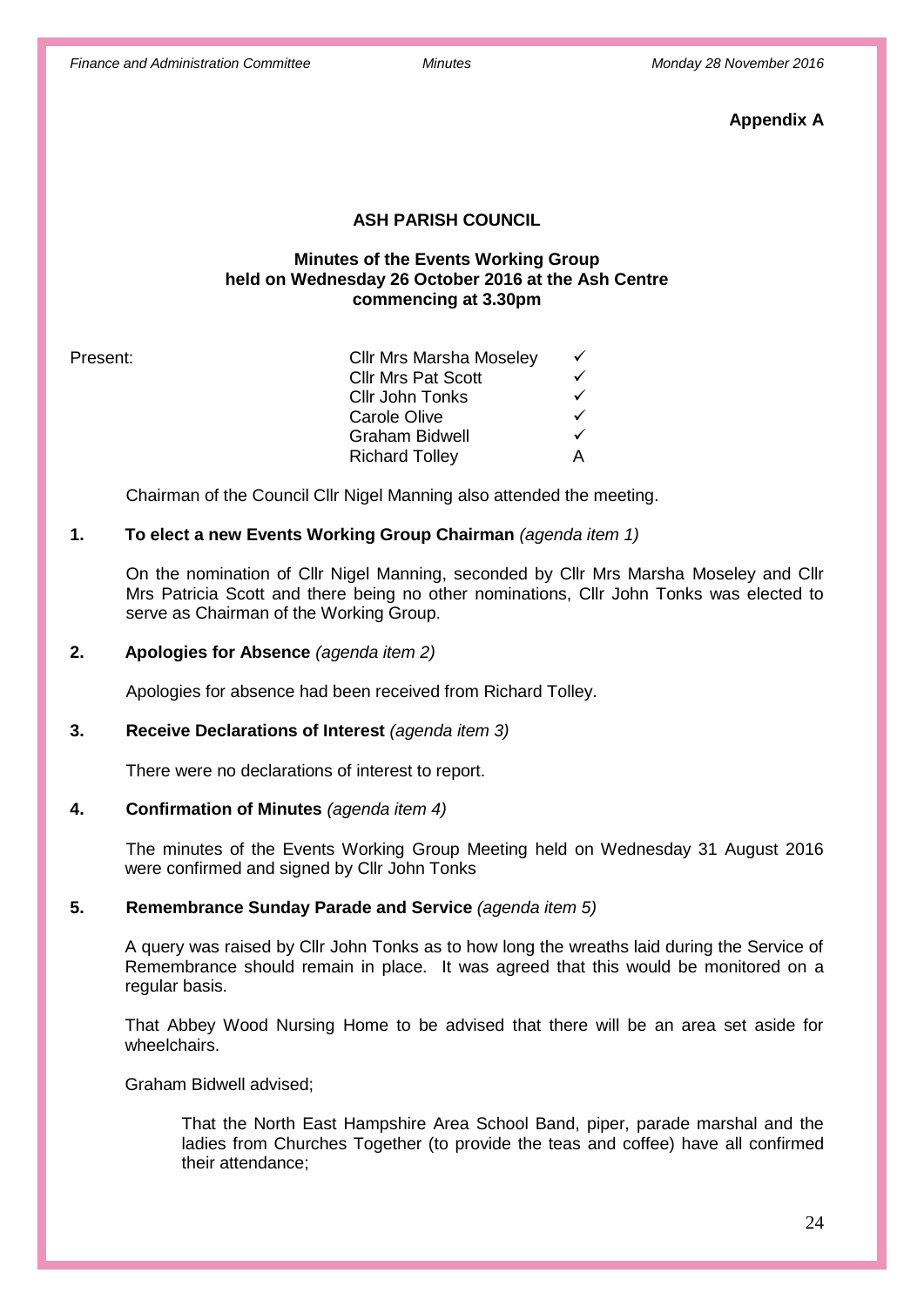**Appendix A**

**ASH PARISH COUNCIL**

**Minutes of the Events Working Group held on Wednesday 26 October 2016 at the Ash Centre commencing at 3.30pm**

| Present: | | |
|---|---|---|
| | Cllr Mrs Marsha Moseley | ✓ |
| | Cllr Mrs Pat Scott | ✓ |
| | Cllr John Tonks | ✓ |
| | Carole Olive | ✓ |
| | Graham Bidwell | ✓ |
| | Richard Tolley | A |

Chairman of the Council Cllr Nigel Manning also attended the meeting.

**1. To elect a new Events Working Group Chairman** *(agenda item 1)*

On the nomination of Cllr Nigel Manning, seconded by Cllr Mrs Marsha Moseley and Cllr Mrs Patricia Scott and there being no other nominations, Cllr John Tonks was elected to serve as Chairman of the Working Group.

**2. Apologies for Absence** *(agenda item 2)*

Apologies for absence had been received from Richard Tolley.

**3. Receive Declarations of Interest** *(agenda item 3)*

There were no declarations of interest to report.

**4. Confirmation of Minutes** *(agenda item 4)*

The minutes of the Events Working Group Meeting held on Wednesday 31 August 2016 were confirmed and signed by Cllr John Tonks

**5. Remembrance Sunday Parade and Service** *(agenda item 5)*

A query was raised by Cllr John Tonks as to how long the wreaths laid during the Service of Remembrance should remain in place. It was agreed that this would be monitored on a regular basis.

That Abbey Wood Nursing Home to be advised that there will be an area set aside for wheelchairs.

Graham Bidwell advised;

> That the North East Hampshire Area School Band, piper, parade marshal and the ladies from Churches Together (to provide the teas and coffee) have all confirmed their attendance;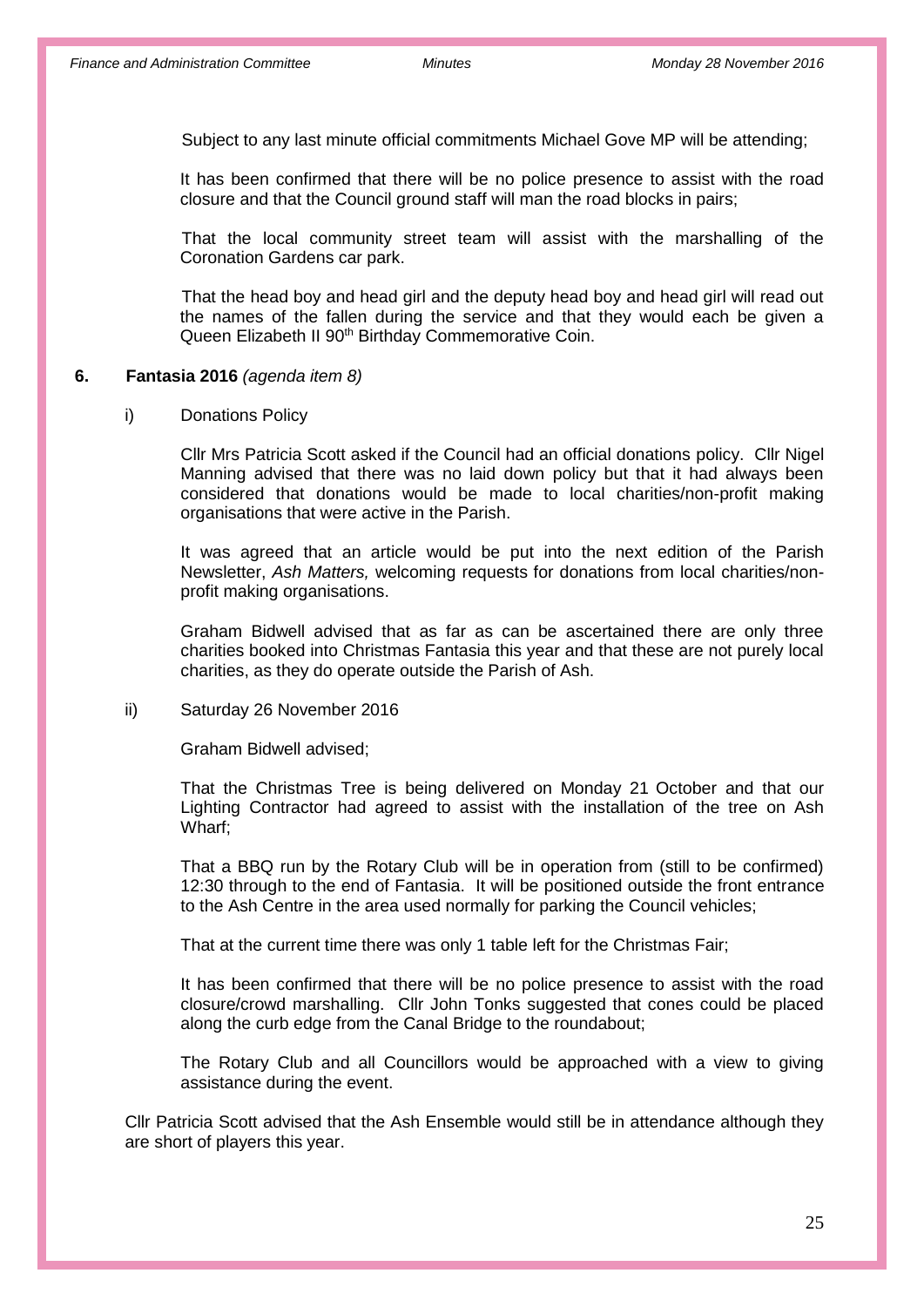Subject to any last minute official commitments Michael Gove MP will be attending;

It has been confirmed that there will be no police presence to assist with the road closure and that the Council ground staff will man the road blocks in pairs;

That the local community street team will assist with the marshalling of the Coronation Gardens car park.

That the head boy and head girl and the deputy head boy and head girl will read out the names of the fallen during the service and that they would each be given a Queen Elizabeth II 90th Birthday Commemorative Coin.

**6. Fantasia 2016** *(agenda item 8)*

i) Donations Policy

Cllr Mrs Patricia Scott asked if the Council had an official donations policy. Cllr Nigel Manning advised that there was no laid down policy but that it had always been considered that donations would be made to local charities/non-profit making organisations that were active in the Parish.

It was agreed that an article would be put into the next edition of the Parish Newsletter, *Ash Matters,* welcoming requests for donations from local charities/non-profit making organisations.

Graham Bidwell advised that as far as can be ascertained there are only three charities booked into Christmas Fantasia this year and that these are not purely local charities, as they do operate outside the Parish of Ash.

ii) Saturday 26 November 2016

Graham Bidwell advised;

That the Christmas Tree is being delivered on Monday 21 October and that our Lighting Contractor had agreed to assist with the installation of the tree on Ash Wharf;

That a BBQ run by the Rotary Club will be in operation from (still to be confirmed) 12:30 through to the end of Fantasia. It will be positioned outside the front entrance to the Ash Centre in the area used normally for parking the Council vehicles;

That at the current time there was only 1 table left for the Christmas Fair;

It has been confirmed that there will be no police presence to assist with the road closure/crowd marshalling. Cllr John Tonks suggested that cones could be placed along the curb edge from the Canal Bridge to the roundabout;

The Rotary Club and all Councillors would be approached with a view to giving assistance during the event.

Cllr Patricia Scott advised that the Ash Ensemble would still be in attendance although they are short of players this year.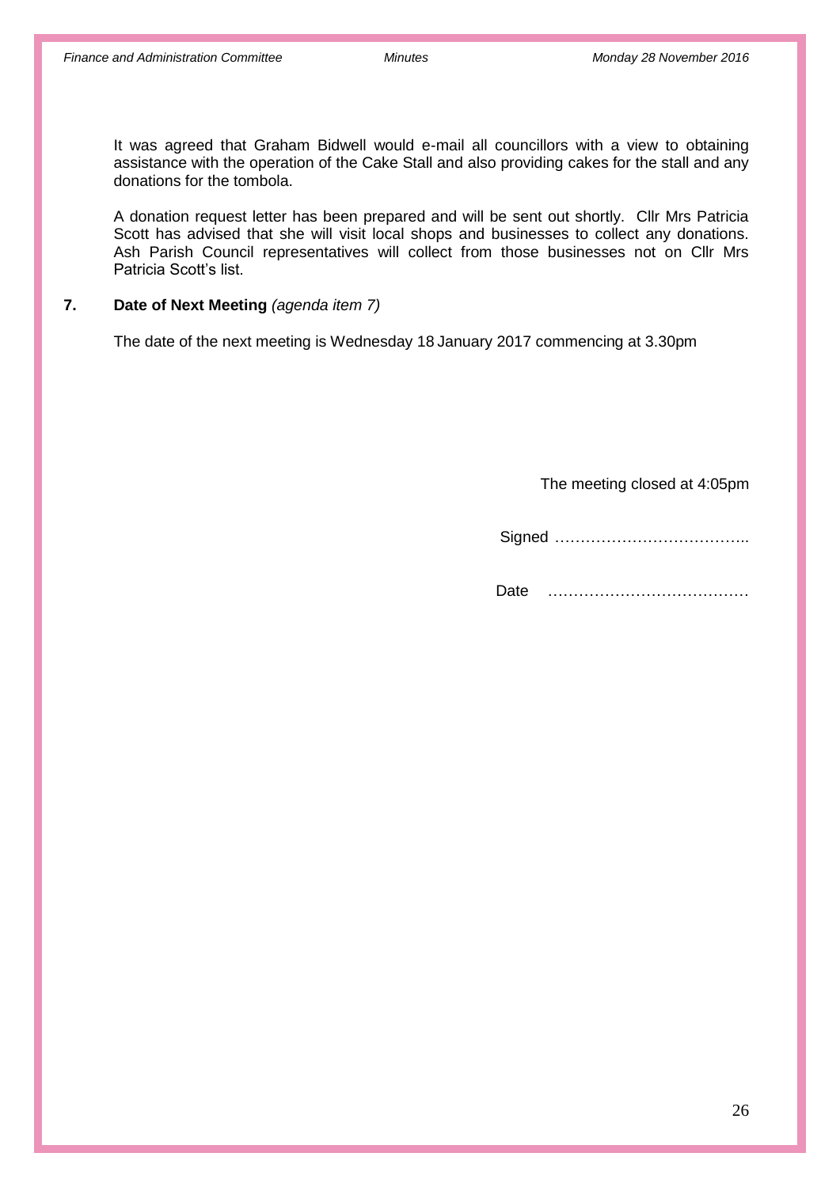It was agreed that Graham Bidwell would e-mail all councillors with a view to obtaining assistance with the operation of the Cake Stall and also providing cakes for the stall and any donations for the tombola.

A donation request letter has been prepared and will be sent out shortly. Cllr Mrs Patricia Scott has advised that she will visit local shops and businesses to collect any donations. Ash Parish Council representatives will collect from those businesses not on Cllr Mrs Patricia Scott's list.

**7. Date of Next Meeting** *(agenda item 7)*

The date of the next meeting is Wednesday 18 January 2017 commencing at 3.30pm

The meeting closed at 4:05pm

Signed ………………………………..

Date …………………………………